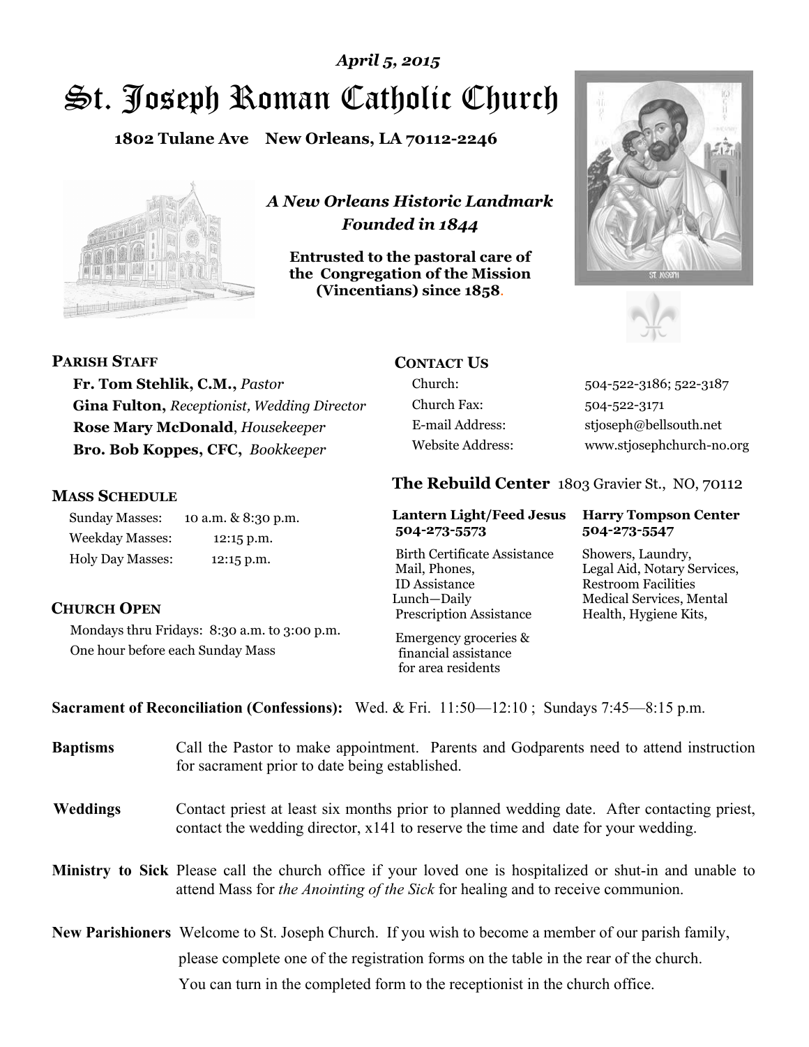*April 5, 2015*

# St. Joseph Roman Catholic Church

**1802 Tulane Ave New Orleans, LA 70112-2246**

***A New Orleans Historic Landmark***
***Founded in 1844***

**Entrusted to the pastoral care of the Congregation of the Mission (Vincentians) since 1858.**

## PARISH STAFF

**Fr. Tom Stehlik, C.M.,** *Pastor*
**Gina Fulton,** *Receptionist, Wedding Director*
**Rose Mary McDonald**, *Housekeeper*
**Bro. Bob Koppes, CFC,** *Bookkeeper*

## MASS SCHEDULE

| | |
|---|---|
| Sunday Masses: | 10 a.m. & 8:30 p.m. |
| Weekday Masses: | 12:15 p.m. |
| Holy Day Masses: | 12:15 p.m. |

## CHURCH OPEN

Mondays thru Fridays: 8:30 a.m. to 3:00 p.m.
One hour before each Sunday Mass

## CONTACT US

| | |
|---|---|
| Church: | 504-522-3186; 522-3187 |
| Church Fax: | 504-522-3171 |
| E-mail Address: | stjoseph@bellsouth.net |
| Website Address: | www.stjosephchurch-no.org |

## The Rebuild Center 1803 Gravier St., NO, 70112

**Lantern Light/Feed Jesus 504-273-5573**

Birth Certificate Assistance
Mail, Phones,
ID Assistance
Lunch—Daily
Prescription Assistance

Emergency groceries & financial assistance for area residents

**Harry Tompson Center 504-273-5547**

Showers, Laundry,
Legal Aid, Notary Services,
Restroom Facilities
Medical Services, Mental Health, Hygiene Kits,

**Sacrament of Reconciliation (Confessions):** Wed. & Fri. 11:50—12:10 ; Sundays 7:45—8:15 p.m.

**Baptisms** Call the Pastor to make appointment. Parents and Godparents need to attend instruction for sacrament prior to date being established.

**Weddings** Contact priest at least six months prior to planned wedding date. After contacting priest, contact the wedding director, x141 to reserve the time and date for your wedding.

**Ministry to Sick** Please call the church office if your loved one is hospitalized or shut-in and unable to attend Mass for *the Anointing of the Sick* for healing and to receive communion.

**New Parishioners** Welcome to St. Joseph Church. If you wish to become a member of our parish family, please complete one of the registration forms on the table in the rear of the church. You can turn in the completed form to the receptionist in the church office.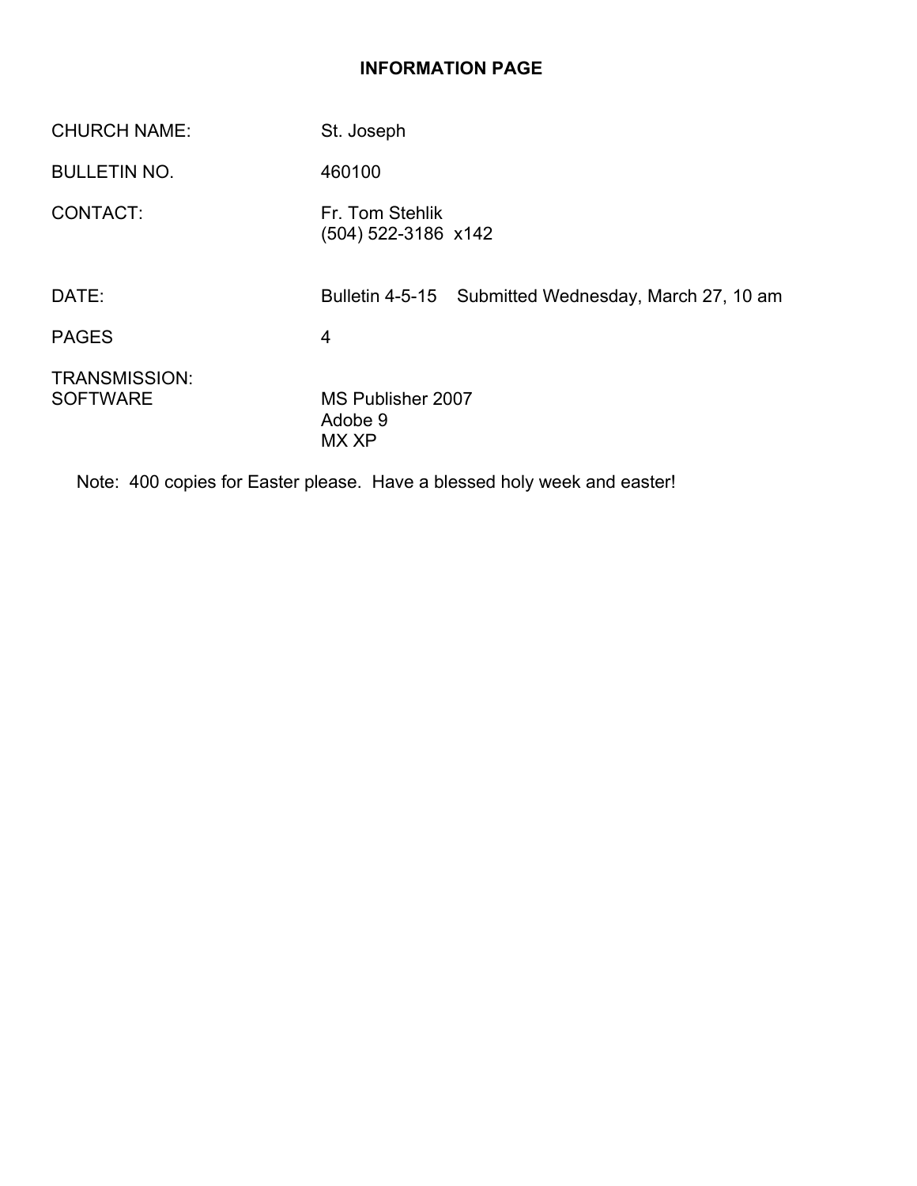# INFORMATION PAGE

| | |
|---|---|
| CHURCH NAME: | St. Joseph |
| BULLETIN NO. | 460100 |
| CONTACT: | Fr. Tom Stehlik<br>(504) 522-3186 x142 |
| DATE: | Bulletin 4-5-15 Submitted Wednesday, March 27, 10 am |
| PAGES | 4 |
| TRANSMISSION:<br>SOFTWARE | MS Publisher 2007<br>Adobe 9<br>MX XP |

Note: 400 copies for Easter please. Have a blessed holy week and easter!